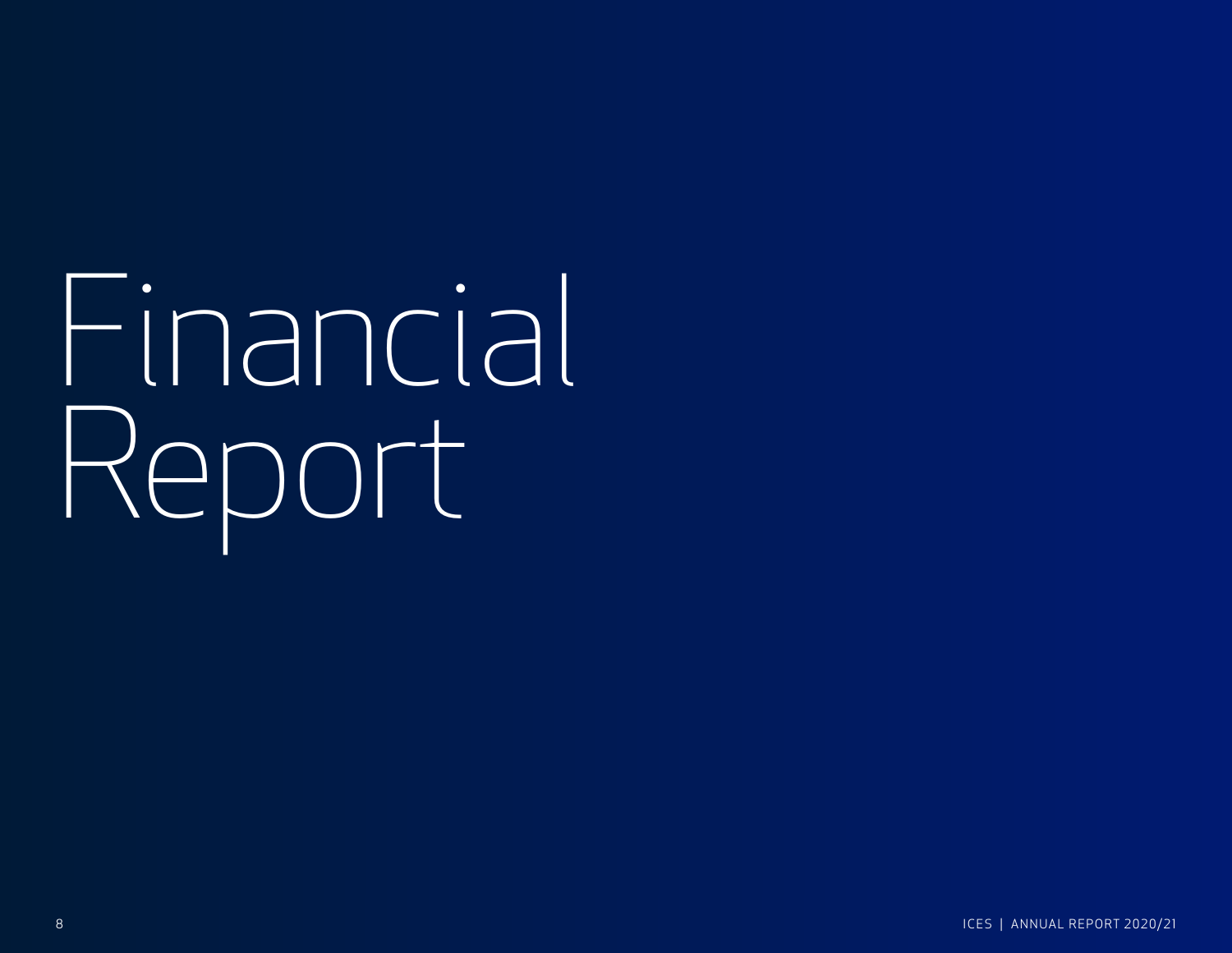# Financial Report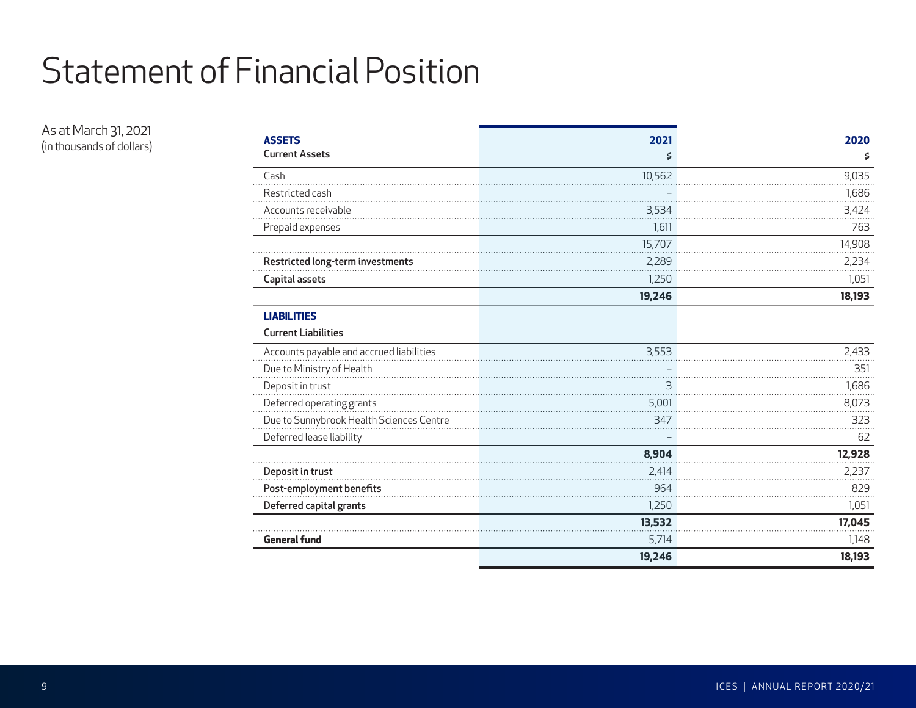# Statement of Financial Position

As at March 31, 2021
(in thousands of dollars)

| **ASSETS** | **2021** | **2020** |
|---|---|---|
| **Current Assets** | $ | $ |
| Cash | 10,562 | 9,035 |
| Restricted cash | – | 1,686 |
| Accounts receivable | 3,534 | 3,424 |
| Prepaid expenses | 1,611 | 763 |
| | 15,707 | 14,908 |
| **Restricted long-term investments** | 2,289 | 2,234 |
| **Capital assets** | 1,250 | 1,051 |
| | **19,246** | **18,193** |
| **LIABILITIES** | | |
| **Current Liabilities** | | |
| Accounts payable and accrued liabilities | 3,553 | 2,433 |
| Due to Ministry of Health | – | 351 |
| Deposit in trust | 3 | 1,686 |
| Deferred operating grants | 5,001 | 8,073 |
| Due to Sunnybrook Health Sciences Centre | 347 | 323 |
| Deferred lease liability | – | 62 |
| | **8,904** | **12,928** |
| **Deposit in trust** | 2,414 | 2,237 |
| **Post-employment benefits** | 964 | 829 |
| **Deferred capital grants** | 1,250 | 1,051 |
| | **13,532** | **17,045** |
| **General fund** | 5,714 | 1,148 |
| | **19,246** | **18,193** |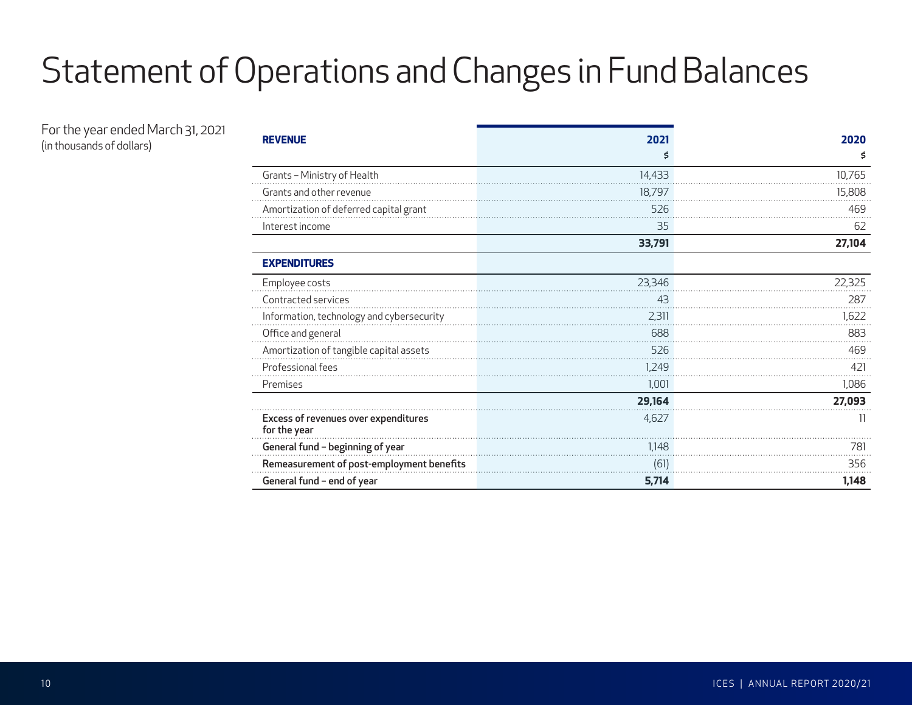# Statement of Operations and Changes in Fund Balances

For the year ended March 31, 2021
(in thousands of dollars)

| **REVENUE** | **2021** $ | **2020** $ |
|---|---|---|
| Grants – Ministry of Health | 14,433 | 10,765 |
| Grants and other revenue | 18,797 | 15,808 |
| Amortization of deferred capital grant | 526 | 469 |
| Interest income | 35 | 62 |
| | **33,791** | **27,104** |
| **EXPENDITURES** | | |
| Employee costs | 23,346 | 22,325 |
| Contracted services | 43 | 287 |
| Information, technology and cybersecurity | 2,311 | 1,622 |
| Office and general | 688 | 883 |
| Amortization of tangible capital assets | 526 | 469 |
| Professional fees | 1,249 | 421 |
| Premises | 1,001 | 1,086 |
| | **29,164** | **27,093** |
| **Excess of revenues over expenditures for the year** | 4,627 | 11 |
| **General fund – beginning of year** | 1,148 | 781 |
| **Remeasurement of post-employment benefits** | (61) | 356 |
| **General fund – end of year** | **5,714** | **1,148** |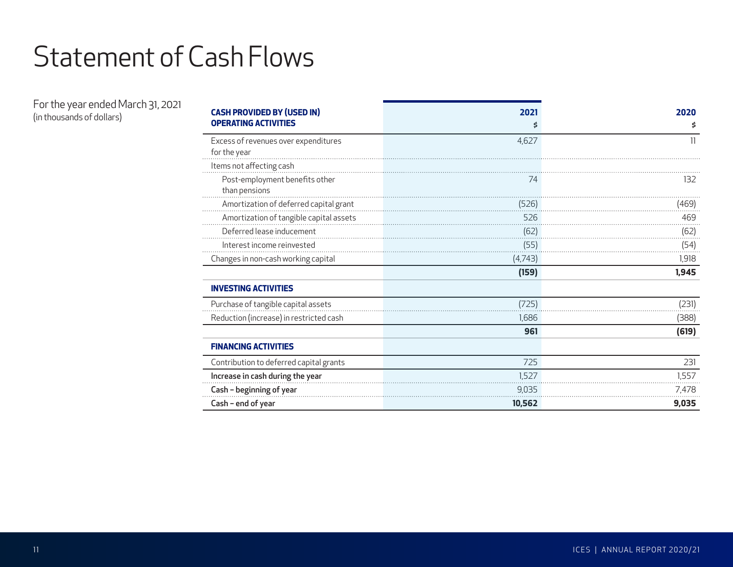# Statement of Cash Flows

For the year ended March 31, 2021
(in thousands of dollars)

| CASH PROVIDED BY (USED IN) OPERATING ACTIVITIES | 2021 $ | 2020 $ |
|---|---|---|
| Excess of revenues over expenditures for the year | 4,627 | 11 |
| Items not affecting cash | | |
| Post-employment benefits other than pensions | 74 | 132 |
| Amortization of deferred capital grant | (526) | (469) |
| Amortization of tangible capital assets | 526 | 469 |
| Deferred lease inducement | (62) | (62) |
| Interest income reinvested | (55) | (54) |
| Changes in non-cash working capital | (4,743) | 1,918 |
| | **(159)** | **1,945** |
| **INVESTING ACTIVITIES** | | |
| Purchase of tangible capital assets | (725) | (231) |
| Reduction (increase) in restricted cash | 1,686 | (388) |
| | **961** | **(619)** |
| **FINANCING ACTIVITIES** | | |
| Contribution to deferred capital grants | 725 | 231 |
| **Increase in cash during the year** | 1,527 | 1,557 |
| **Cash – beginning of year** | 9,035 | 7,478 |
| **Cash – end of year** | **10,562** | **9,035** |